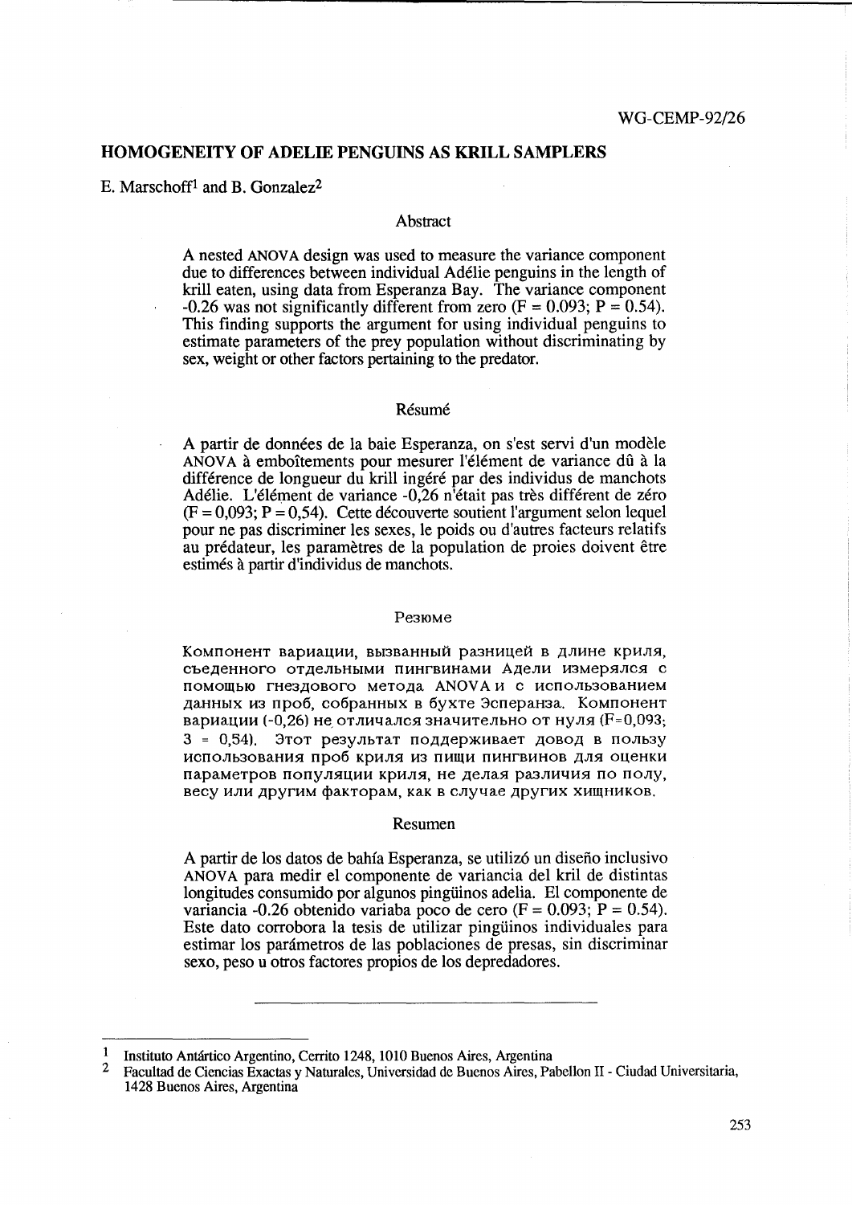WG-CEMP-92/26

# HOMOGENEITY OF ADELIE PENGUINS AS KRILL SAMPLERS

E. Marschoff[1] and B. Gonzalez[2]

## Abstract

A nested ANOVA design was used to measure the variance component due to differences between individual Adélie penguins in the length of krill eaten, using data from Esperanza Bay. The variance component -0.26 was not significantly different from zero (F = 0.093; P = 0.54). This finding supports the argument for using individual penguins to estimate parameters of the prey population without discriminating by sex, weight or other factors pertaining to the predator.

## Résumé

A partir de données de la baie Esperanza, on s'est servi d'un modèle ANOVA à emboîtements pour mesurer l'élément de variance dû à la différence de longueur du krill ingéré par des individus de manchots Adélie. L'élément de variance -0,26 n'était pas très différent de zéro (F = 0,093; P = 0,54). Cette découverte soutient l'argument selon lequel pour ne pas discriminer les sexes, le poids ou d'autres facteurs relatifs au prédateur, les paramètres de la population de proies doivent être estimés à partir d'individus de manchots.

## Резюме

Компонент вариации, вызванный разницей в длине криля, съеденного отдельными пингвинами Адели измерялся с помощью гнездового метода ANOVA и с использованием данных из проб, собранных в бухте Эсперанза. Компонент вариации (-0,26) не отличался значительно от нуля (F=0,093; 3 = 0,54). Этот результат поддерживает довод в пользу использования проб криля из пищи пингвинов для оценки параметров популяции криля, не делая различия по полу, весу или другим факторам, как в случае других хищников.

## Resumen

A partir de los datos de bahía Esperanza, se utilizó un diseño inclusivo ANOVA para medir el componente de variancia del kril de distintas longitudes consumido por algunos pingüinos adelia. El componente de variancia -0.26 obtenido variaba poco de cero (F = 0.093; P = 0.54). Este dato corrobora la tesis de utilizar pingüinos individuales para estimar los parámetros de las poblaciones de presas, sin discriminar sexo, peso u otros factores propios de los depredadores.

---

[1] Instituto Antártico Argentino, Cerrito 1248, 1010 Buenos Aires, Argentina

[2] Facultad de Ciencias Exactas y Naturales, Universidad de Buenos Aires, Pabellon II - Ciudad Universitaria, 1428 Buenos Aires, Argentina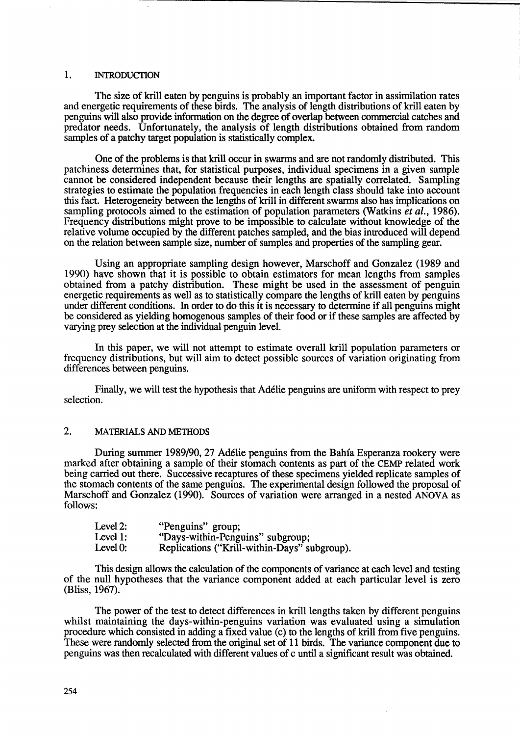## 1. INTRODUCTION

The size of krill eaten by penguins is probably an important factor in assimilation rates and energetic requirements of these birds. The analysis of length distributions of krill eaten by penguins will also provide information on the degree of overlap between commercial catches and predator needs. Unfortunately, the analysis of length distributions obtained from random samples of a patchy target population is statistically complex.

One of the problems is that krill occur in swarms and are not randomly distributed. This patchiness determines that, for statistical purposes, individual specimens in a given sample cannot be considered independent because their lengths are spatially correlated. Sampling strategies to estimate the population frequencies in each length class should take into account this fact. Heterogeneity between the lengths of krill in different swarms also has implications on sampling protocols aimed to the estimation of population parameters (Watkins *et al.*, 1986). Frequency distributions might prove to be impossible to calculate without knowledge of the relative volume occupied by the different patches sampled, and the bias introduced will depend on the relation between sample size, number of samples and properties of the sampling gear.

Using an appropriate sampling design however, Marschoff and Gonzalez (1989 and 1990) have shown that it is possible to obtain estimators for mean lengths from samples obtained from a patchy distribution. These might be used in the assessment of penguin energetic requirements as well as to statistically compare the lengths of krill eaten by penguins under different conditions. In order to do this it is necessary to determine if all penguins might be considered as yielding homogenous samples of their food or if these samples are affected by varying prey selection at the individual penguin level.

In this paper, we will not attempt to estimate overall krill population parameters or frequency distributions, but will aim to detect possible sources of variation originating from differences between penguins.

Finally, we will test the hypothesis that Adélie penguins are uniform with respect to prey selection.

## 2. MATERIALS AND METHODS

During summer 1989/90, 27 Adélie penguins from the Bahía Esperanza rookery were marked after obtaining a sample of their stomach contents as part of the CEMP related work being carried out there. Successive recaptures of these specimens yielded replicate samples of the stomach contents of the same penguins. The experimental design followed the proposal of Marschoff and Gonzalez (1990). Sources of variation were arranged in a nested ANOVA as follows:

| | |
|---|---|
| Level 2: | "Penguins" group; |
| Level 1: | "Days-within-Penguins" subgroup; |
| Level 0: | Replications ("Krill-within-Days" subgroup). |

This design allows the calculation of the components of variance at each level and testing of the null hypotheses that the variance component added at each particular level is zero (Bliss, 1967).

The power of the test to detect differences in krill lengths taken by different penguins whilst maintaining the days-within-penguins variation was evaluated using a simulation procedure which consisted in adding a fixed value (c) to the lengths of krill from five penguins. These were randomly selected from the original set of 11 birds. The variance component due to penguins was then recalculated with different values of c until a significant result was obtained.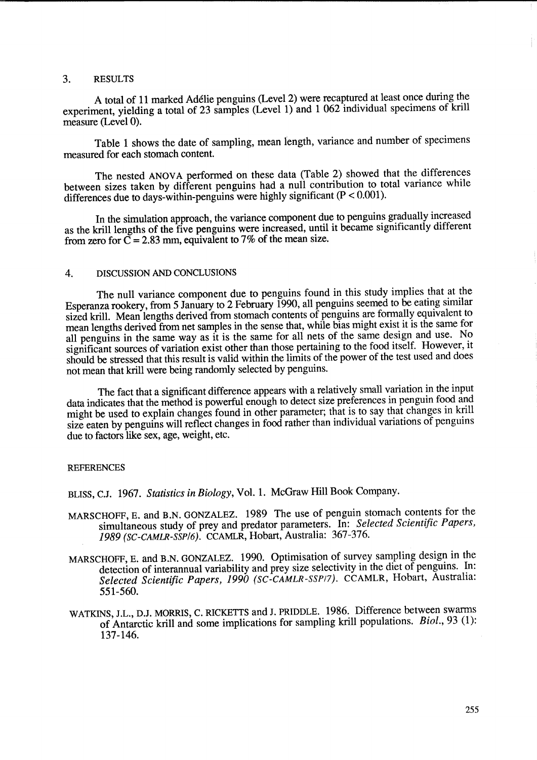## 3. RESULTS

A total of 11 marked Adélie penguins (Level 2) were recaptured at least once during the experiment, yielding a total of 23 samples (Level 1) and 1 062 individual specimens of krill measure (Level 0).

Table 1 shows the date of sampling, mean length, variance and number of specimens measured for each stomach content.

The nested ANOVA performed on these data (Table 2) showed that the differences between sizes taken by different penguins had a null contribution to total variance while differences due to days-within-penguins were highly significant ($P < 0.001$).

In the simulation approach, the variance component due to penguins gradually increased as the krill lengths of the five penguins were increased, until it became significantly different from zero for $C = 2.83$ mm, equivalent to 7% of the mean size.

## 4. DISCUSSION AND CONCLUSIONS

The null variance component due to penguins found in this study implies that at the Esperanza rookery, from 5 January to 2 February 1990, all penguins seemed to be eating similar sized krill. Mean lengths derived from stomach contents of penguins are formally equivalent to mean lengths derived from net samples in the sense that, while bias might exist it is the same for all penguins in the same way as it is the same for all nets of the same design and use. No significant sources of variation exist other than those pertaining to the food itself. However, it should be stressed that this result is valid within the limits of the power of the test used and does not mean that krill were being randomly selected by penguins.

The fact that a significant difference appears with a relatively small variation in the input data indicates that the method is powerful enough to detect size preferences in penguin food and might be used to explain changes found in other parameter; that is to say that changes in krill size eaten by penguins will reflect changes in food rather than individual variations of penguins due to factors like sex, age, weight, etc.

## REFERENCES

BLISS, C.J. 1967. *Statistics in Biology*, Vol. 1. McGraw Hill Book Company.

MARSCHOFF, E. and B.N. GONZALEZ. 1989 The use of penguin stomach contents for the simultaneous study of prey and predator parameters. In: *Selected Scientific Papers, 1989 (SC-CAMLR-SSP/6)*. CCAMLR, Hobart, Australia: 367-376.

MARSCHOFF, E. and B.N. GONZALEZ. 1990. Optimisation of survey sampling design in the detection of interannual variability and prey size selectivity in the diet of penguins. In: *Selected Scientific Papers, 1990 (SC-CAMLR-SSP/7)*. CCAMLR, Hobart, Australia: 551-560.

WATKINS, J.L., D.J. MORRIS, C. RICKETTS and J. PRIDDLE. 1986. Difference between swarms of Antarctic krill and some implications for sampling krill populations. *Biol.*, 93 (1): 137-146.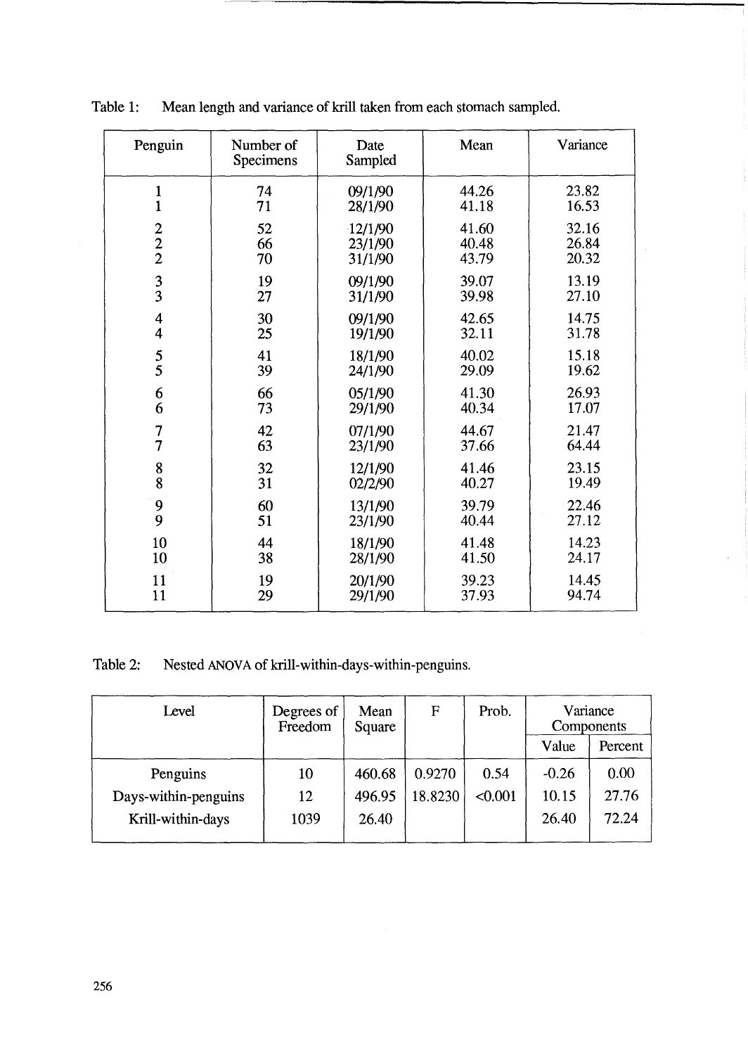Table 1: Mean length and variance of krill taken from each stomach sampled.

| Penguin | Number of Specimens | Date Sampled | Mean | Variance |
|---|---|---|---|---|
| 1 | 74 | 09/1/90 | 44.26 | 23.82 |
| 1 | 71 | 28/1/90 | 41.18 | 16.53 |
| 2 | 52 | 12/1/90 | 41.60 | 32.16 |
| 2 | 66 | 23/1/90 | 40.48 | 26.84 |
| 2 | 70 | 31/1/90 | 43.79 | 20.32 |
| 3 | 19 | 09/1/90 | 39.07 | 13.19 |
| 3 | 27 | 31/1/90 | 39.98 | 27.10 |
| 4 | 30 | 09/1/90 | 42.65 | 14.75 |
| 4 | 25 | 19/1/90 | 32.11 | 31.78 |
| 5 | 41 | 18/1/90 | 40.02 | 15.18 |
| 5 | 39 | 24/1/90 | 29.09 | 19.62 |
| 6 | 66 | 05/1/90 | 41.30 | 26.93 |
| 6 | 73 | 29/1/90 | 40.34 | 17.07 |
| 7 | 42 | 07/1/90 | 44.67 | 21.47 |
| 7 | 63 | 23/1/90 | 37.66 | 64.44 |
| 8 | 32 | 12/1/90 | 41.46 | 23.15 |
| 8 | 31 | 02/2/90 | 40.27 | 19.49 |
| 9 | 60 | 13/1/90 | 39.79 | 22.46 |
| 9 | 51 | 23/1/90 | 40.44 | 27.12 |
| 10 | 44 | 18/1/90 | 41.48 | 14.23 |
| 10 | 38 | 28/1/90 | 41.50 | 24.17 |
| 11 | 19 | 20/1/90 | 39.23 | 14.45 |
| 11 | 29 | 29/1/90 | 37.93 | 94.74 |

Table 2: Nested ANOVA of krill-within-days-within-penguins.

| Level | Degrees of Freedom | Mean Square | F | Prob. | Variance Components | |
|---|---|---|---|---|---|---|
| | | | | | Value | Percent |
| Penguins | 10 | 460.68 | 0.9270 | 0.54 | -0.26 | 0.00 |
| Days-within-penguins | 12 | 496.95 | 18.8230 | <0.001 | 10.15 | 27.76 |
| Krill-within-days | 1039 | 26.40 | | | 26.40 | 72.24 |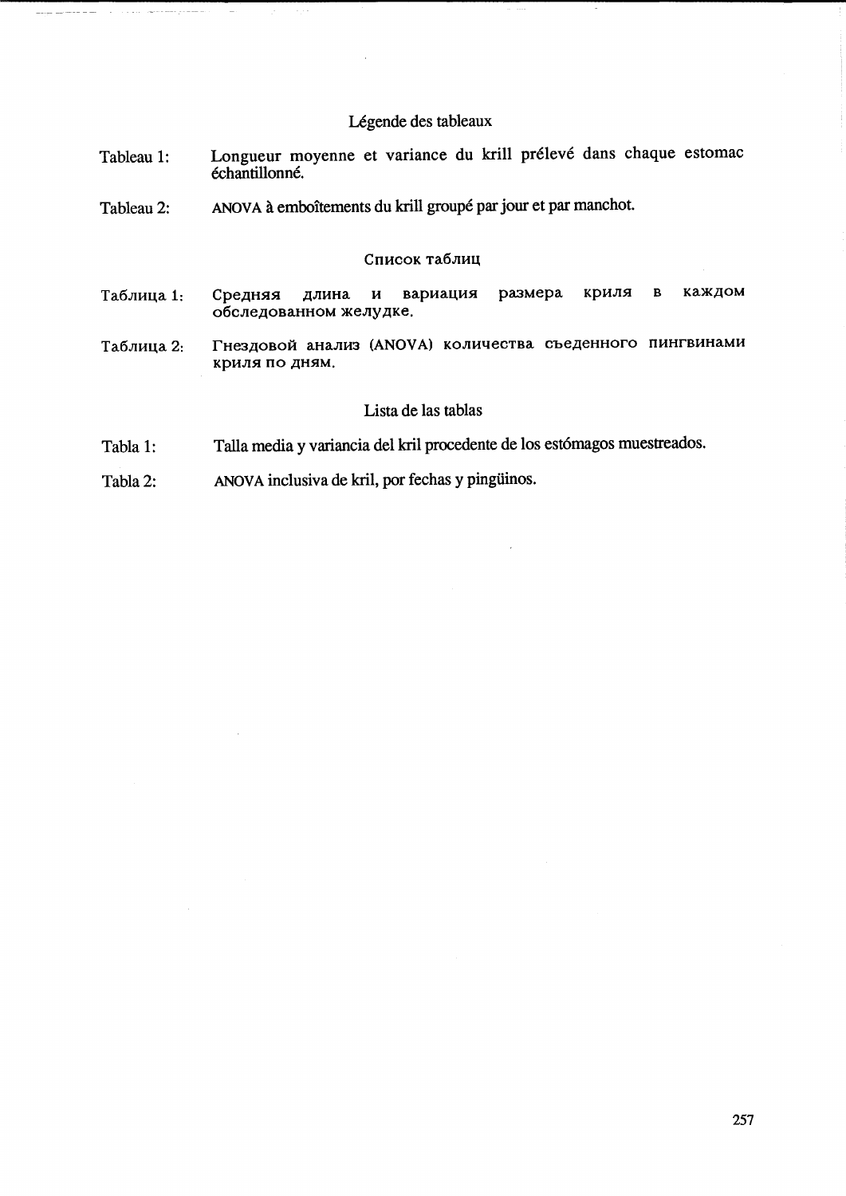## Légende des tableaux

Tableau 1: Longueur moyenne et variance du krill prélevé dans chaque estomac échantillonné.

Tableau 2: ANOVA à emboîtements du krill groupé par jour et par manchot.

## Список таблиц

Таблица 1: Средняя длина и вариация размера криля в каждом обследованном желудке.

Таблица 2: Гнездовой анализ (ANOVA) количества съеденного пингвинами криля по дням.

## Lista de las tablas

Tabla 1: Talla media y variancia del kril procedente de los estómagos muestreados.

Tabla 2: ANOVA inclusiva de kril, por fechas y pingüinos.